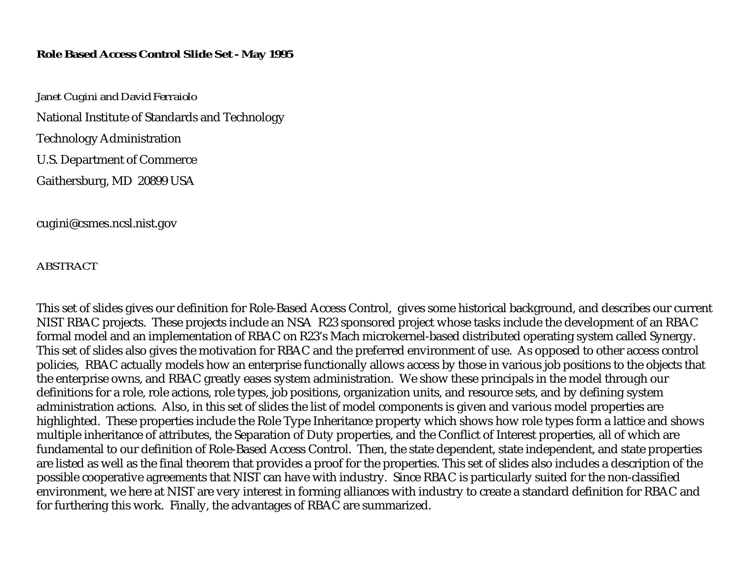**Role Based Access Control Slide Set - May 1995**

Janet Cugini and David Ferraiolo

National Institute of Standards and Technology

Technology Administration

U.S. Department of Commerce

Gaithersburg, MD 20899 USA

cugini@csmes.ncsl.nist.gov

ABSTRACT

This set of slides gives our definition for Role-Based Access Control, gives some historical background, and describes our current NIST RBAC projects. These projects include an NSA R23 sponsored project whose tasks include the development of an RBAC formal model and an implementation of RBAC on R23's Mach microkernel-based distributed operating system called Synergy. This set of slides also gives the motivation for RBAC and the preferred environment of use. As opposed to other access control policies, RBAC actually models how an enterprise functionally allows access by those in various job positions to the objects that the enterprise owns, and RBAC greatly eases system administration. We show these principals in the model through our definitions for a role, role actions, role types, job positions, organization units, and resource sets, and by defining system administration actions. Also, in this set of slides the list of model components is given and various model properties are highlighted. These properties include the Role Type Inheritance property which shows how role types form a lattice and shows multiple inheritance of attributes, the Separation of Duty properties, and the Conflict of Interest properties, all of which are fundamental to our definition of Role-Based Access Control. Then, the state dependent, state independent, and state properties are listed as well as the final theorem that provides a proof for the properties. This set of slides also includes a description of the possible cooperative agreements that NIST can have with industry. Since RBAC is particularly suited for the non-classified environment, we here at NIST are very interest in forming alliances with industry to create a standard definition for RBAC and for furthering this work. Finally, the advantages of RBAC are summarized.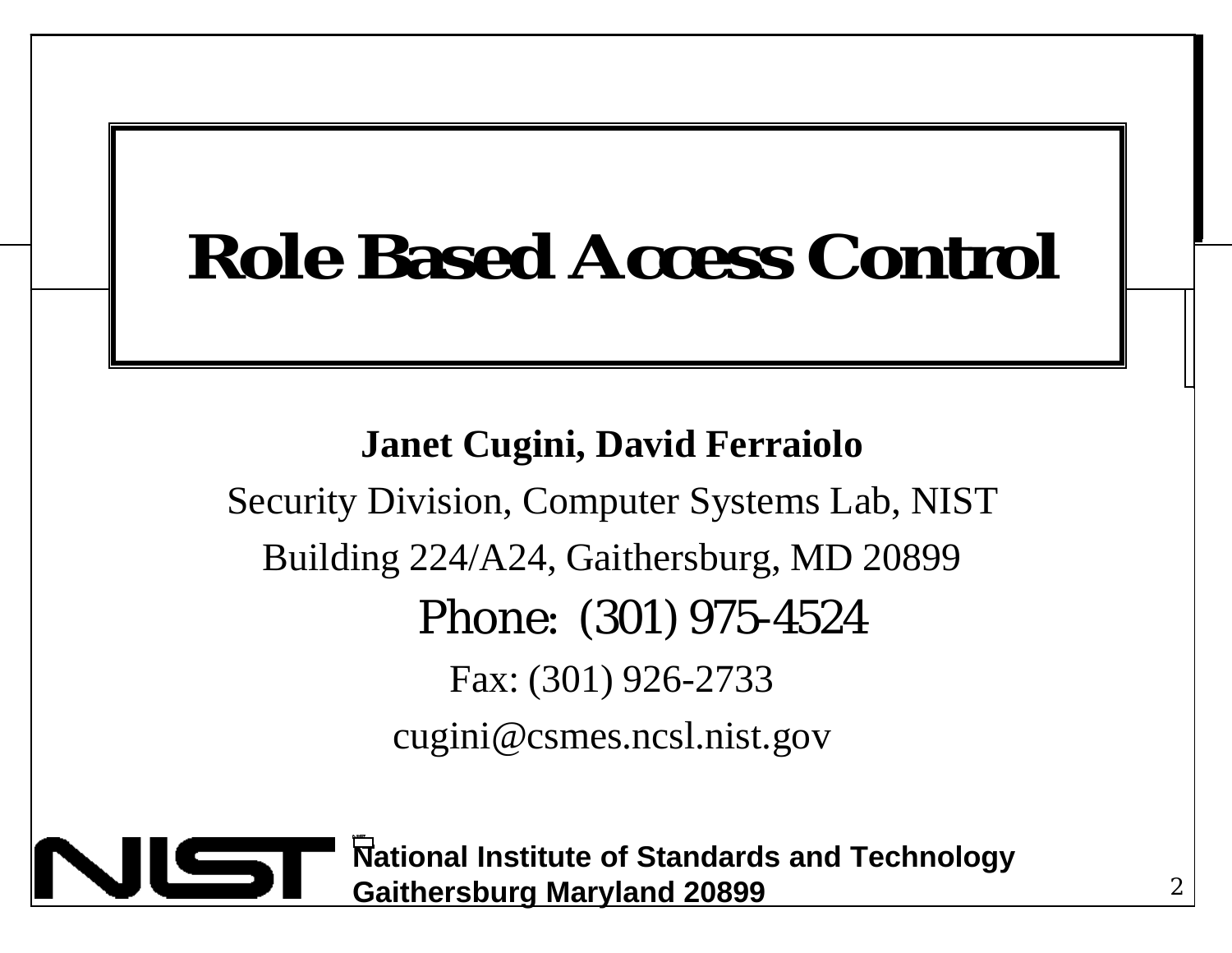# Role Based Access Control

**Janet Cugini, David Ferraiolo**

Security Division, Computer Systems Lab, NIST

Building 224/A24, Gaithersburg, MD 20899

Phone: (301) 975-4524

Fax: (301) 926-2733

cugini@csmes.ncsl.nist.gov

**National Institute of Standards and Technology**
**Gaithersburg Maryland 20899**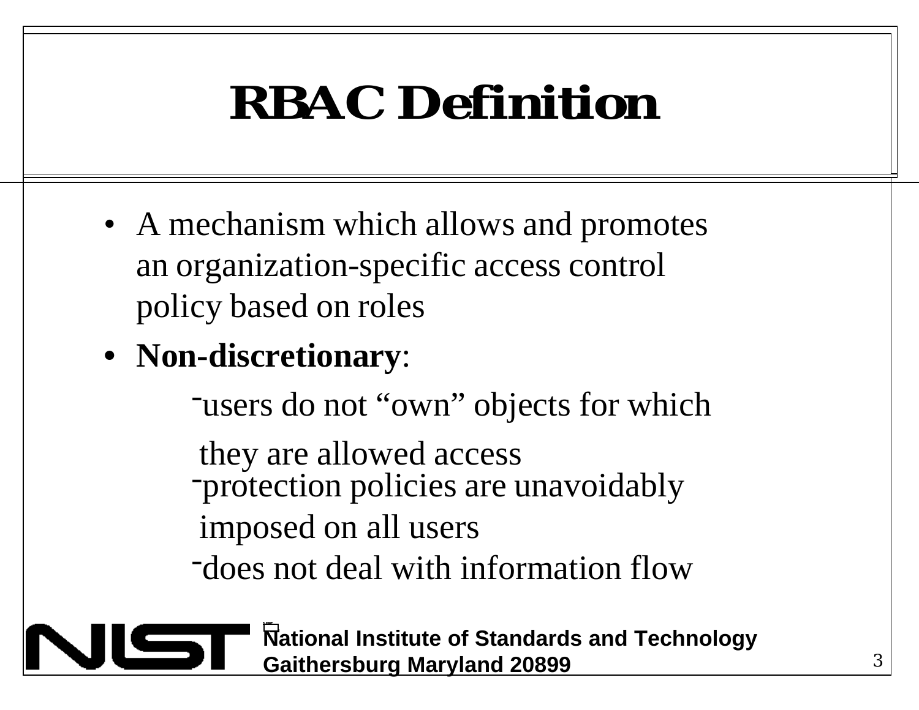# RBAC Definition

- A mechanism which allows and promotes an organization-specific access control policy based on roles
- **Non-discretionary**:
  - users do not "own" objects for which they are allowed access
  - protection policies are unavoidably imposed on all users
  - does not deal with information flow

**National Institute of Standards and Technology**
**Gaithersburg Maryland 20899**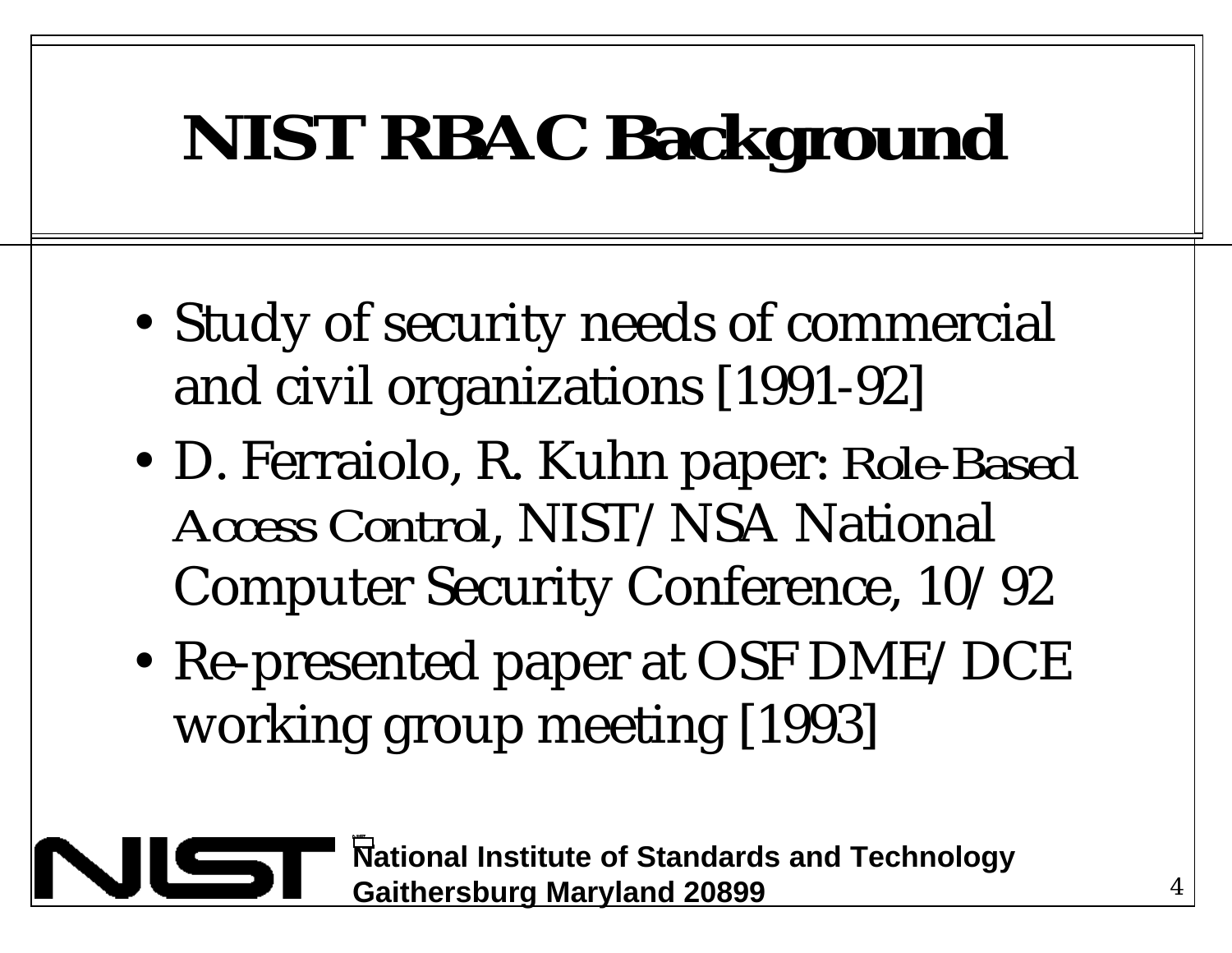# NIST RBAC Background

- Study of security needs of commercial and civil organizations [1991-92]
- D. Ferraiolo, R. Kuhn paper: *Role-Based Access Control*, NIST/NSA National Computer Security Conference, 10/92
- Re-presented paper at OSF DME/DCE working group meeting [1993]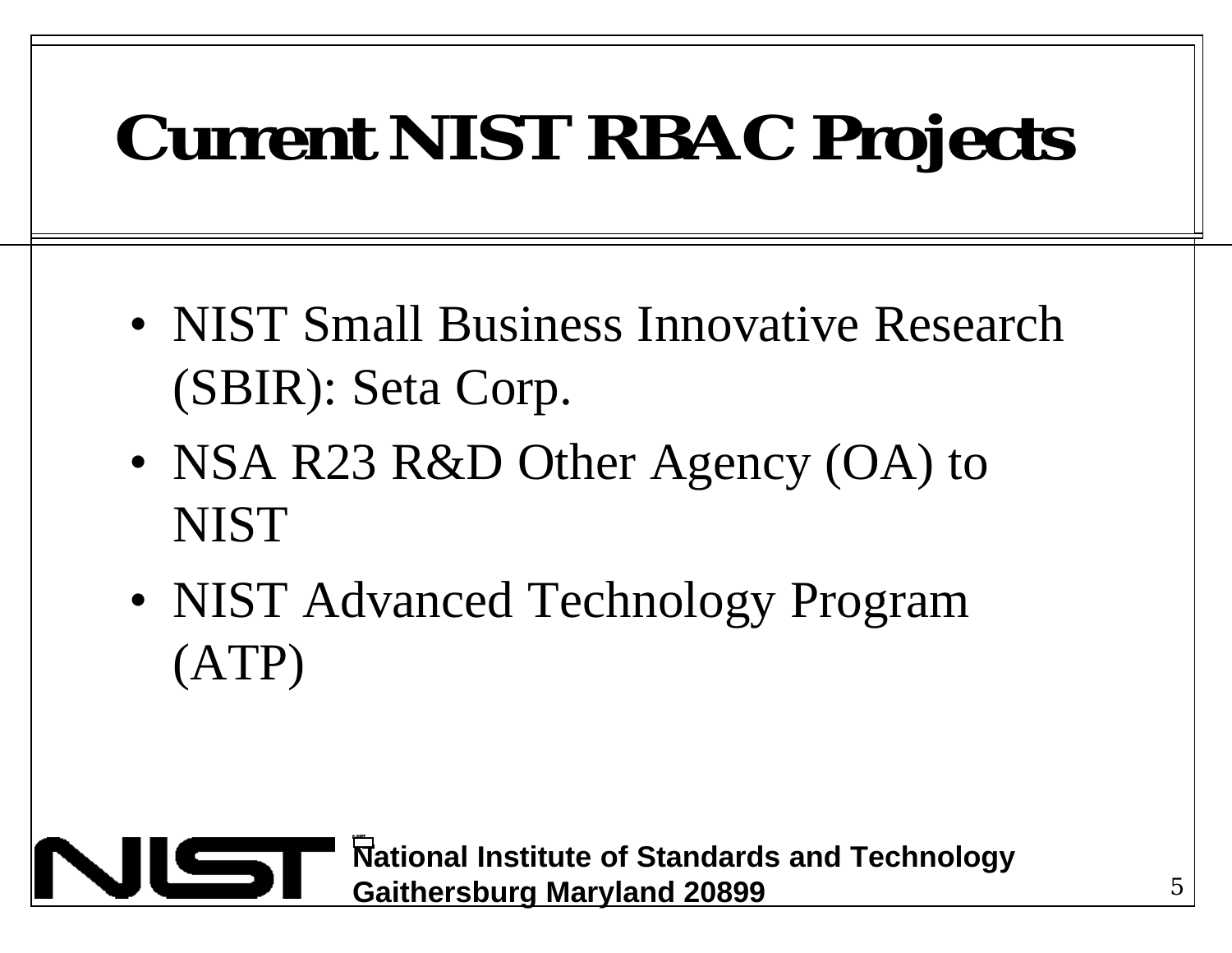# Current NIST RBAC Projects

- NIST Small Business Innovative Research (SBIR): Seta Corp.
- NSA R23 R&D Other Agency (OA) to NIST
- NIST Advanced Technology Program (ATP)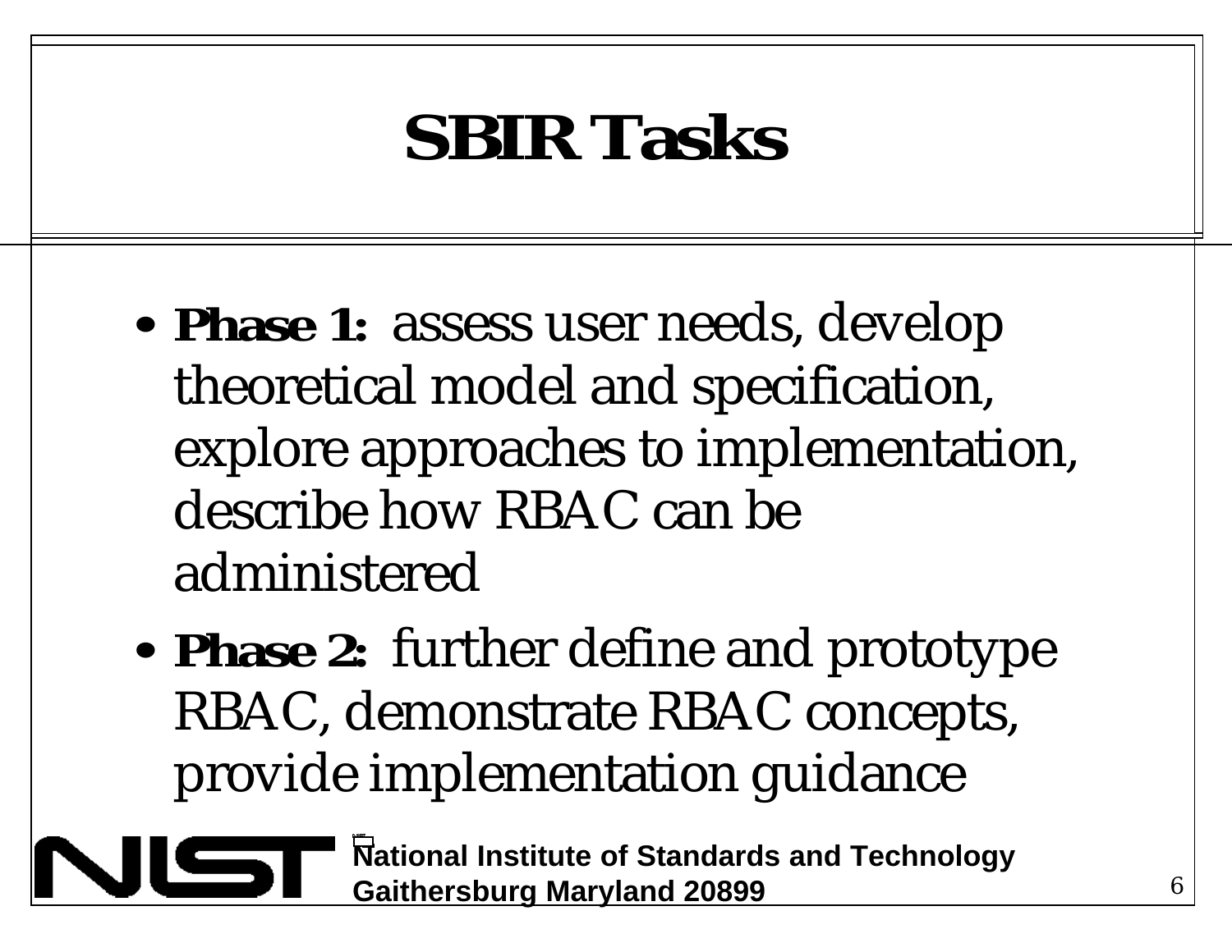# SBIR Tasks

- **Phase 1:** assess user needs, develop theoretical model and specification, explore approaches to implementation, describe how RBAC can be administered
- **Phase 2:** further define and prototype RBAC, demonstrate RBAC concepts, provide implementation guidance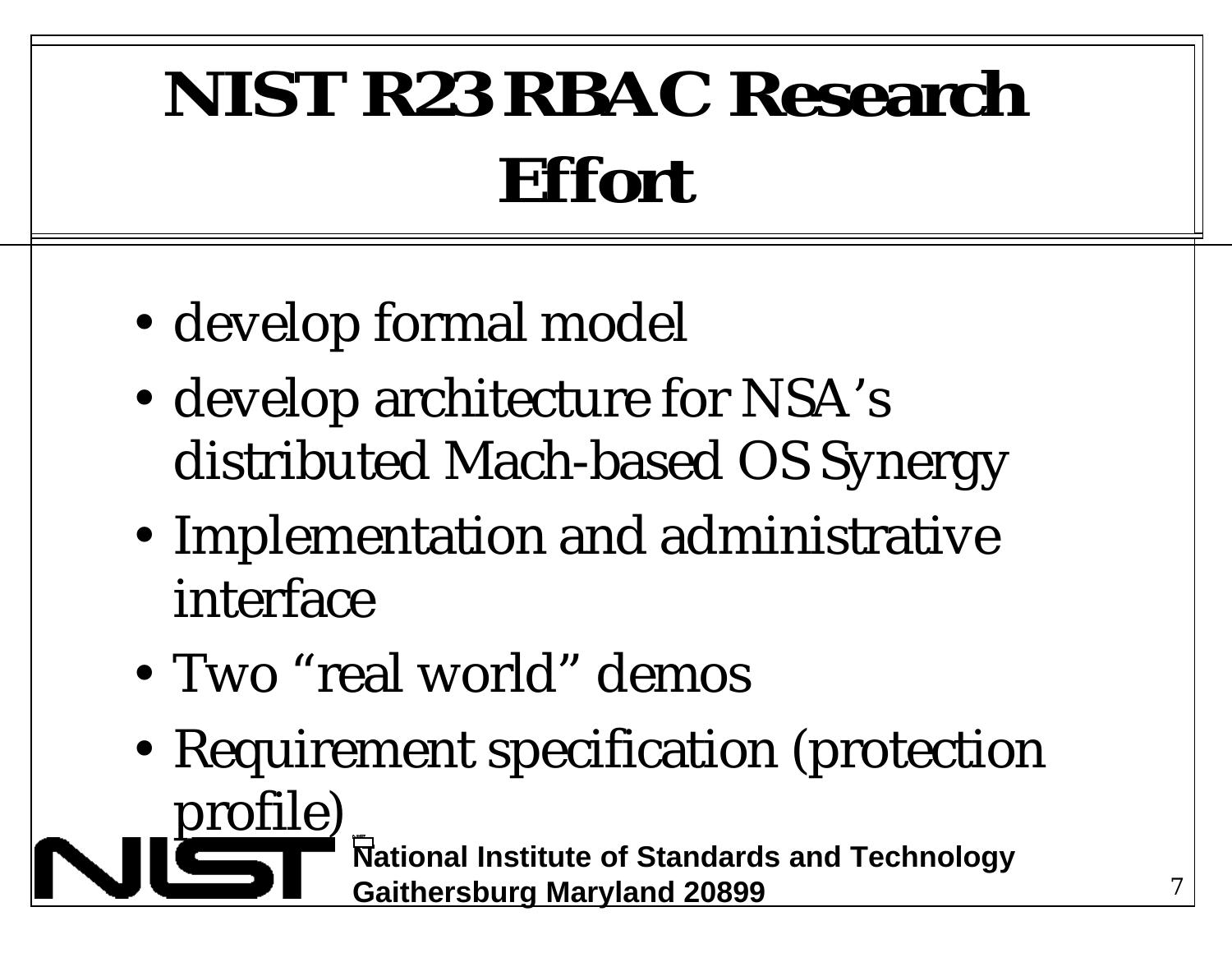# NIST R23 RBAC Research Effort

- develop formal model
- develop architecture for NSA's distributed Mach-based OS Synergy
- Implementation and administrative interface
- Two "real world" demos
- Requirement specification (protection profile)

**National Institute of Standards and Technology**
**Gaithersburg Maryland 20899**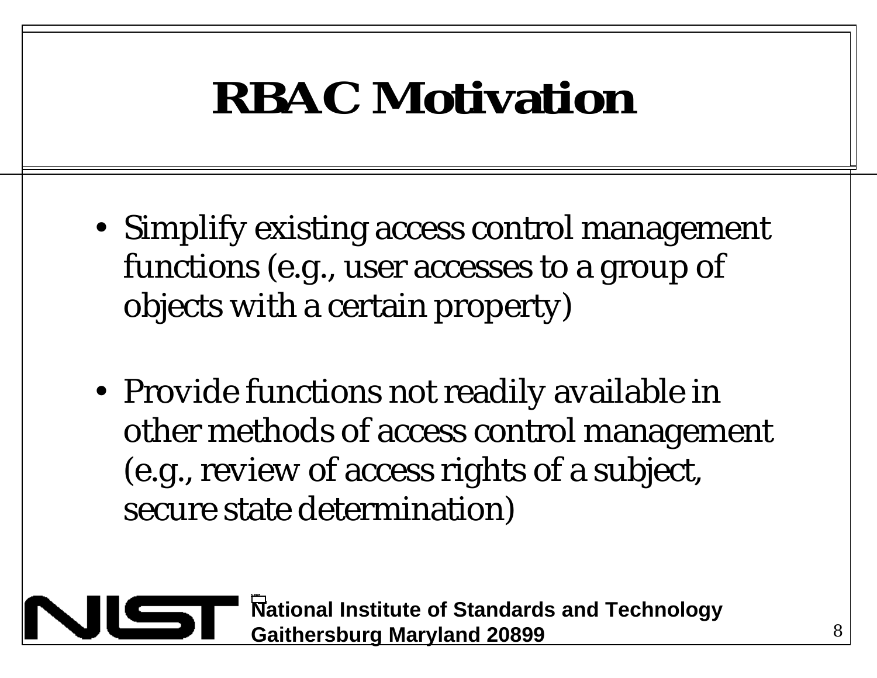# RBAC Motivation

- Simplify existing access control management functions (e.g., user accesses to a group of objects with a certain property)
- Provide functions not readily available in other methods of access control management (e.g., review of access rights of a subject, secure state determination)

**National Institute of Standards and Technology**
**Gaithersburg Maryland 20899**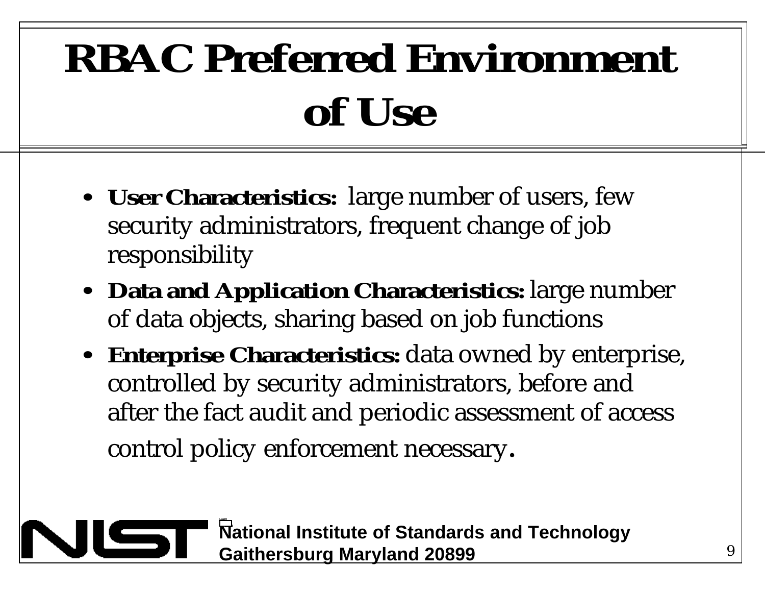# RBAC Preferred Environment of Use

- **User Characteristics:** large number of users, few security administrators, frequent change of job responsibility
- **Data and Application Characteristics:** large number of data objects, sharing based on job functions
- **Enterprise Characteristics:** data owned by enterprise, controlled by security administrators, before and after the fact audit and periodic assessment of access control policy enforcement necessary.

**National Institute of Standards and Technology**
**Gaithersburg Maryland 20899**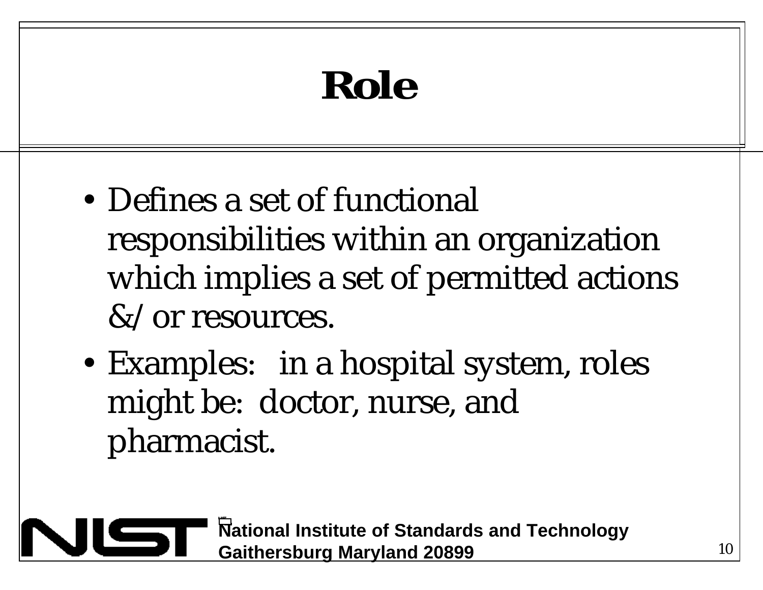# Role

- Defines a set of functional responsibilities within an organization which implies a set of permitted actions &/or resources.
- Examples: in a hospital system, roles might be: doctor, nurse, and pharmacist.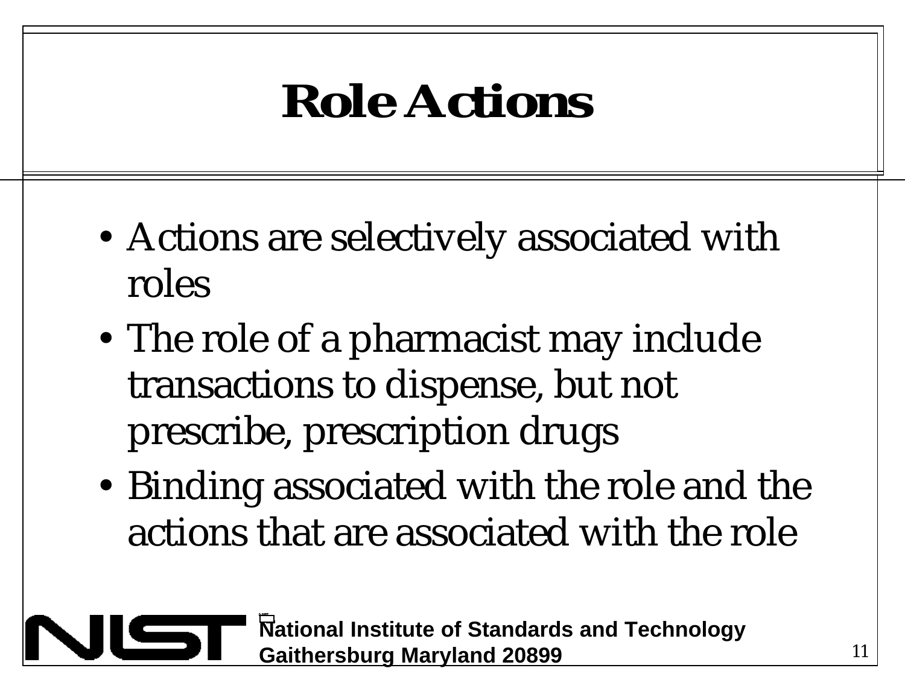# Role Actions

- Actions are selectively associated with roles
- The role of a pharmacist may include transactions to dispense, but not prescribe, prescription drugs
- Binding associated with the role and the actions that are associated with the role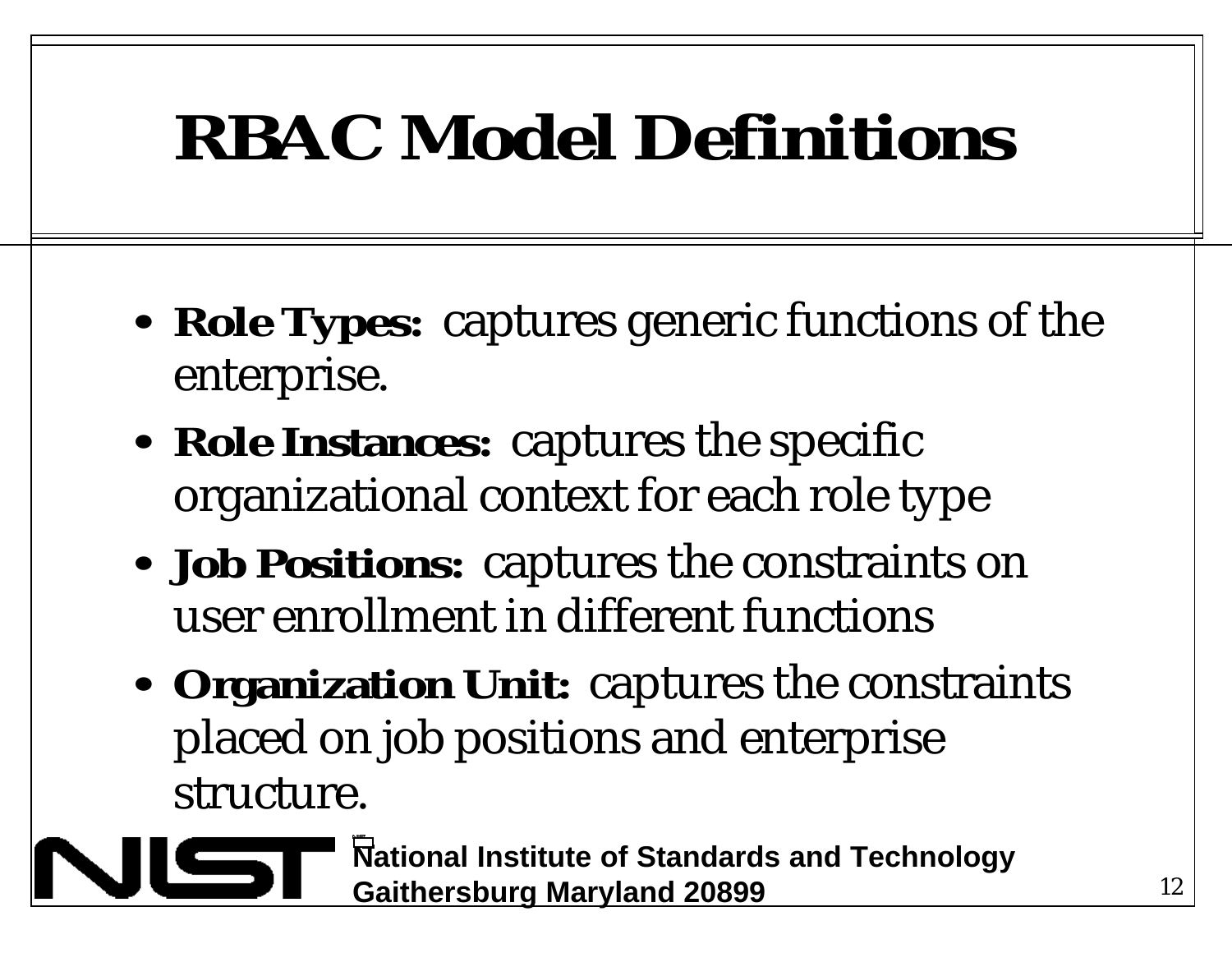# RBAC Model Definitions

- **Role Types:** captures generic functions of the enterprise.
- **Role Instances:** captures the specific organizational context for each role type
- **Job Positions:** captures the constraints on user enrollment in different functions
- **Organization Unit:** captures the constraints placed on job positions and enterprise structure.

**National Institute of Standards and Technology**
**Gaithersburg Maryland 20899**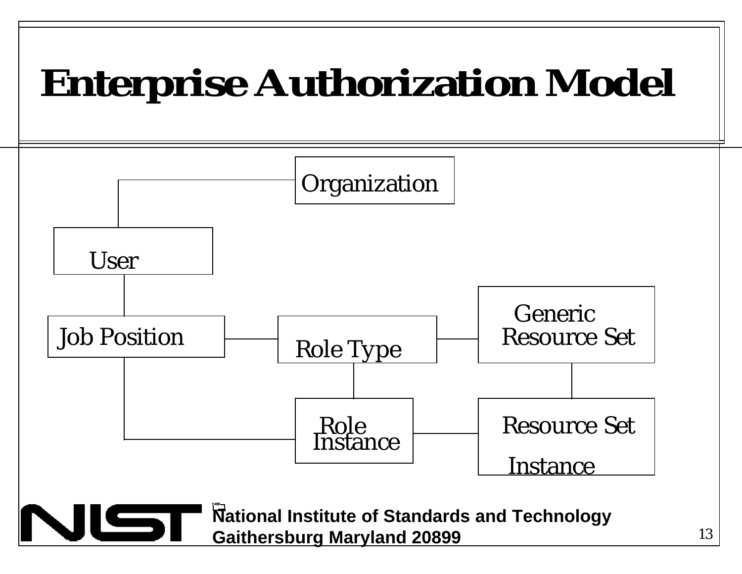# Enterprise Authorization Model

Organization

User

Job Position

Role Type

Generic Resource Set

Role Instance

Resource Set Instance

**National Institute of Standards and Technology**
**Gaithersburg Maryland 20899**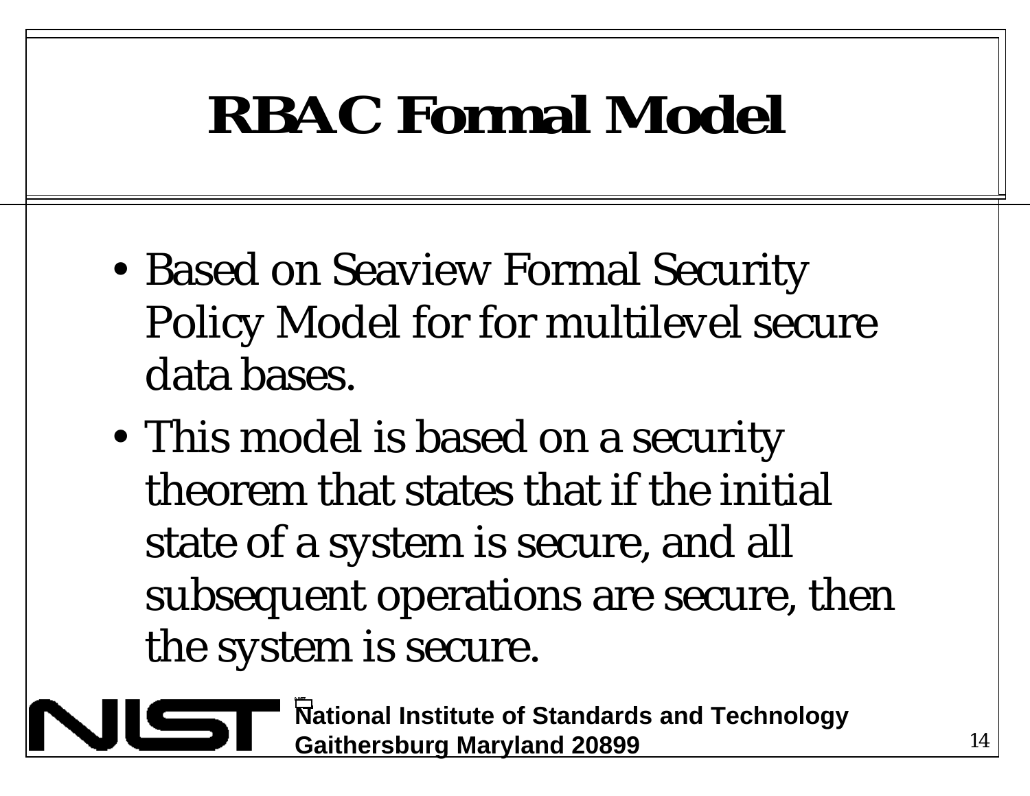# RBAC Formal Model

- Based on Seaview Formal Security Policy Model for for multilevel secure data bases.
- This model is based on a security theorem that states that if the initial state of a system is secure, and all subsequent operations are secure, then the system is secure.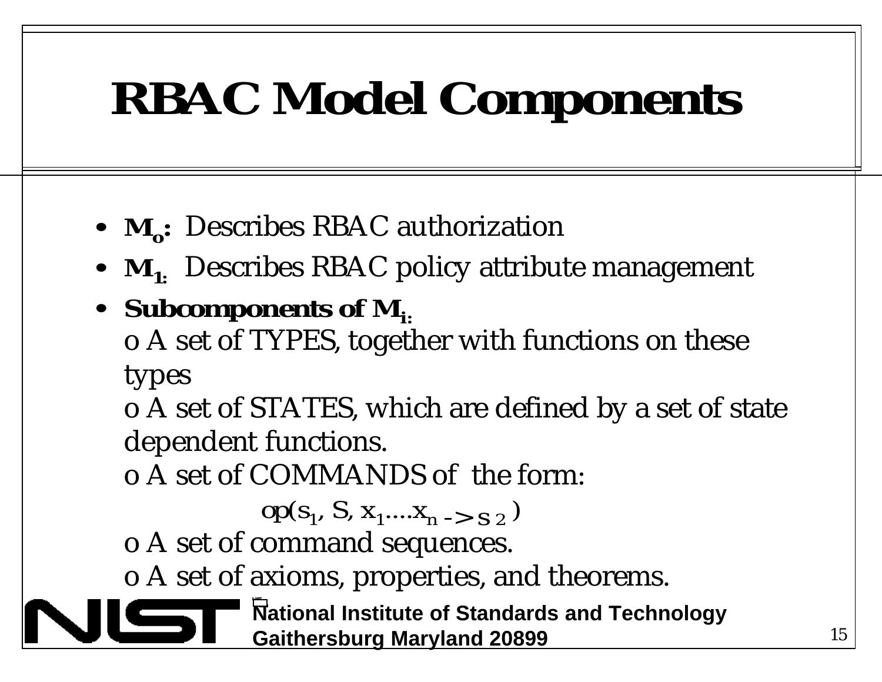# RBAC Model Components

- **$M_o$:** Describes RBAC authorization
- **$M_1$:** Describes RBAC policy attribute management
- **Subcomponents of $M_i$:**

  o A set of TYPES, together with functions on these types

  o A set of STATES, which are defined by a set of state dependent functions.

  o A set of COMMANDS of the form:

  $$op(s_1, S, x_1....x_n \rightarrow s_2)$$

  o A set of command sequences.

  o A set of axioms, properties, and theorems.

National Institute of Standards and Technology
Gaithersburg Maryland 20899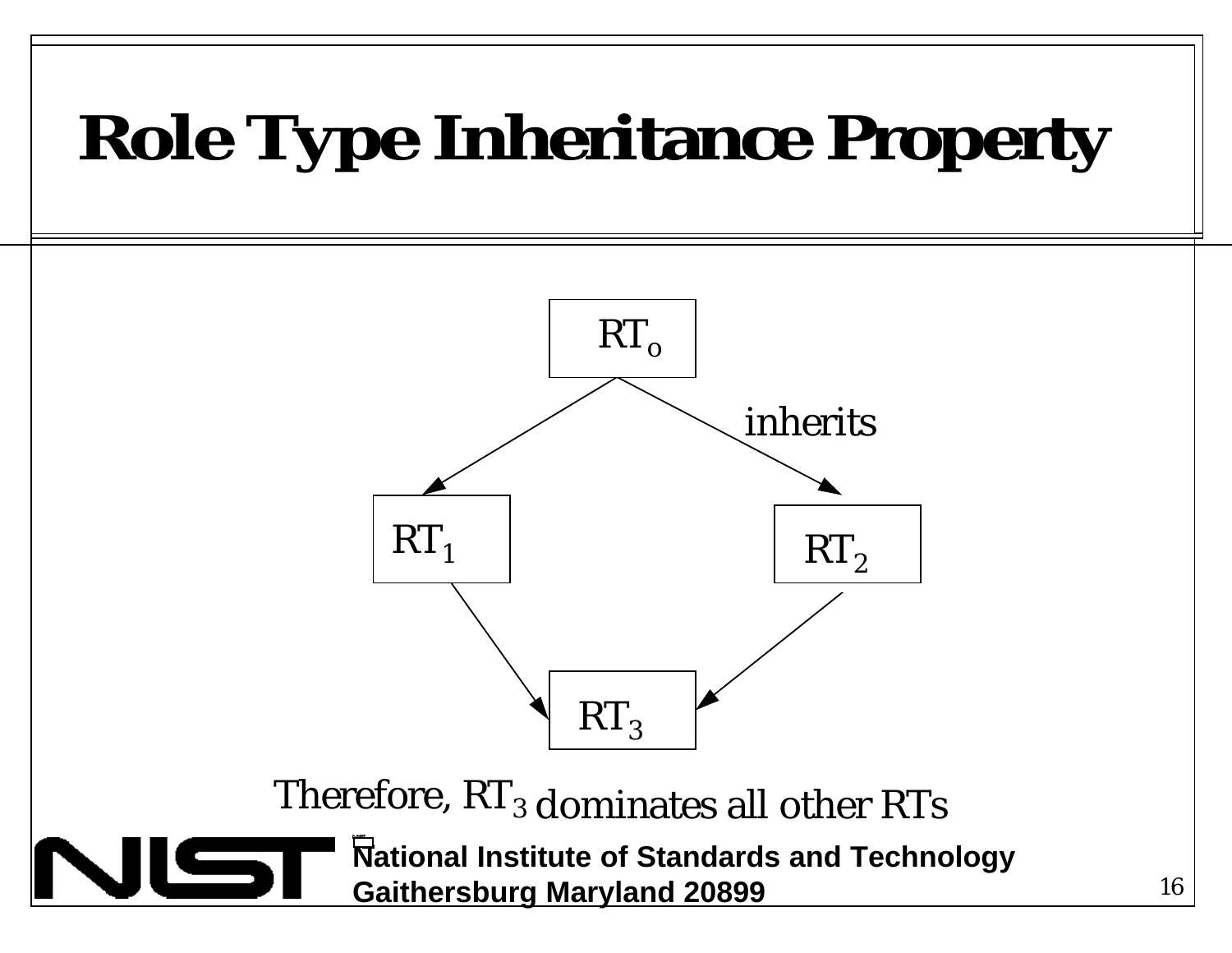# Role Type Inheritance Property

$RT_o$

inherits

$RT_1$

$RT_2$

$RT_3$

Therefore, $RT_3$ dominates all other RTs

**National Institute of Standards and Technology**
**Gaithersburg Maryland 20899**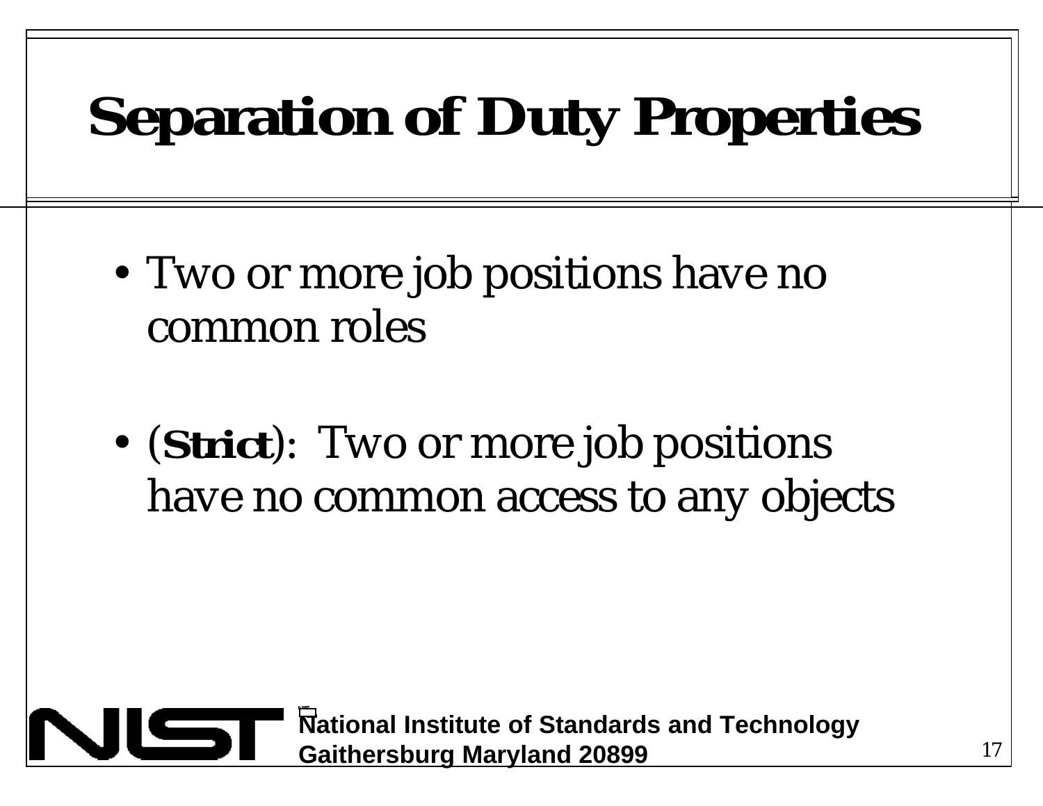# Separation of Duty Properties

- Two or more job positions have no common roles
- (**Strict**): Two or more job positions have no common access to any objects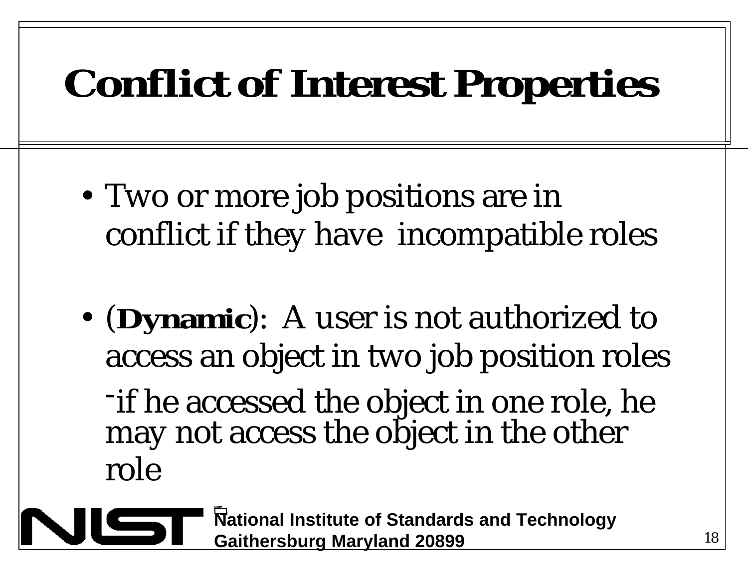# Conflict of Interest Properties

- Two or more job positions are in conflict if they have incompatible roles

- (**Dynamic**): A user is not authorized to access an object in two job position roles
  - if he accessed the object in one role, he may not access the object in the other role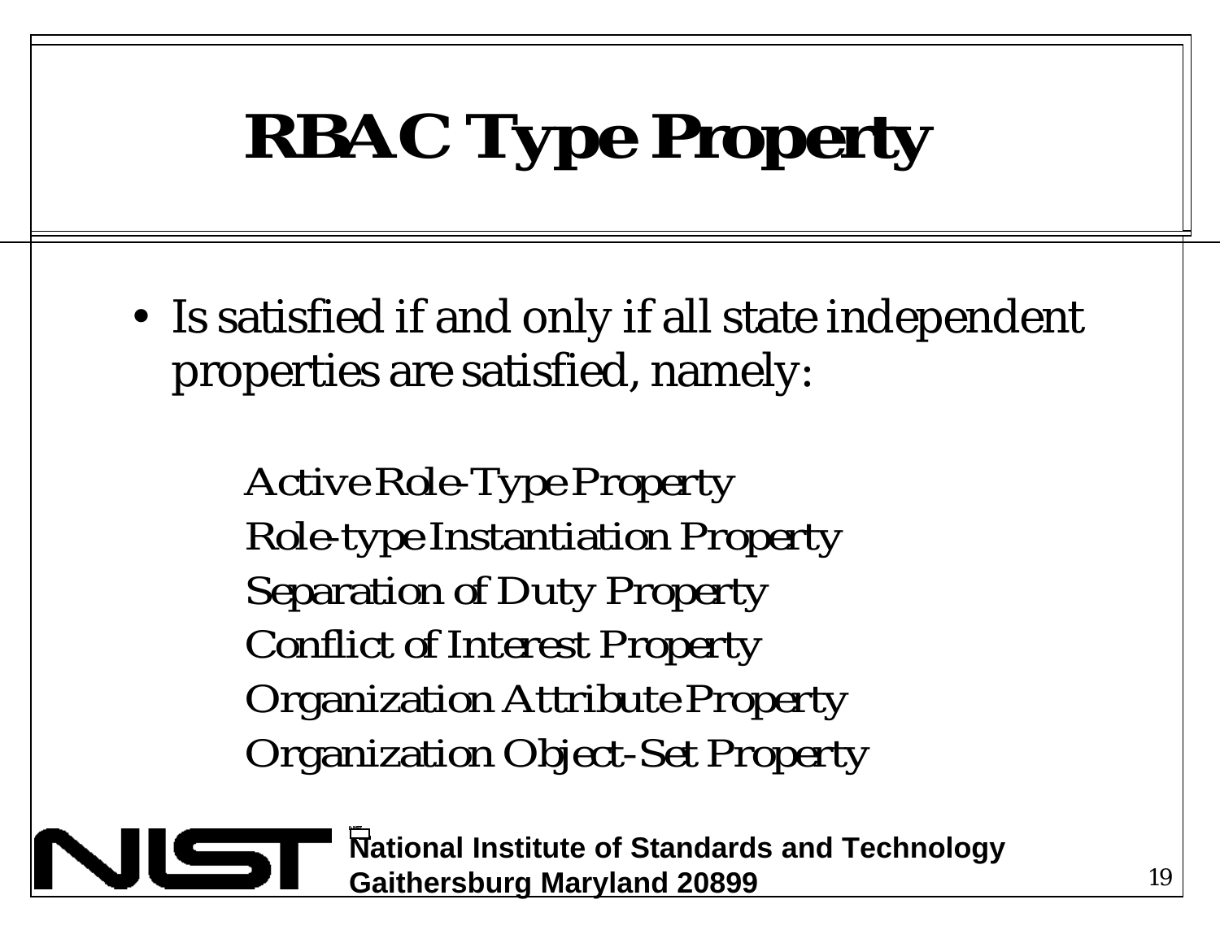# RBAC Type Property

- Is satisfied if and only if all state independent properties are satisfied, namely:

  Active Role-Type Property
  Role-type Instantiation Property
  Separation of Duty Property
  Conflict of Interest Property
  Organization Attribute Property
  Organization Object-Set Property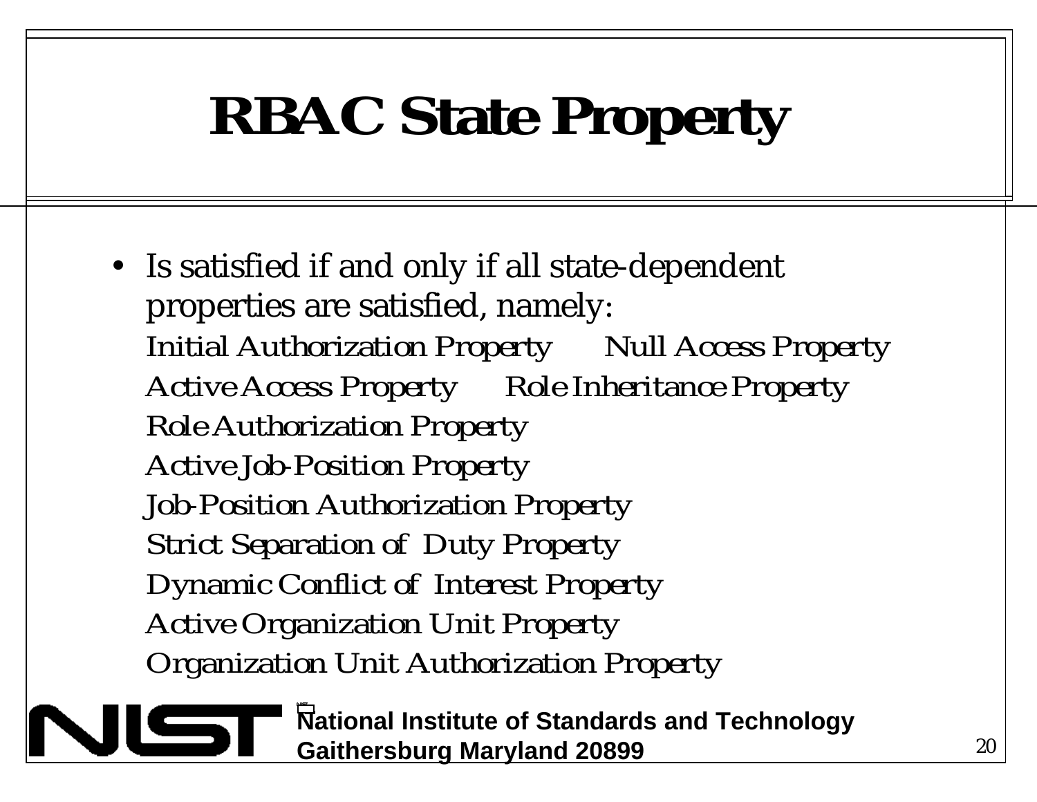# RBAC State Property

- Is satisfied if and only if all state-dependent properties are satisfied, namely:

  Initial Authorization Property

  Null Access Property

  Active Access Property

  Role Inheritance Property

  Role Authorization Property

  Active Job-Position Property

  Job-Position Authorization Property

  Strict Separation of Duty Property

  Dynamic Conflict of Interest Property

  Active Organization Unit Property

  Organization Unit Authorization Property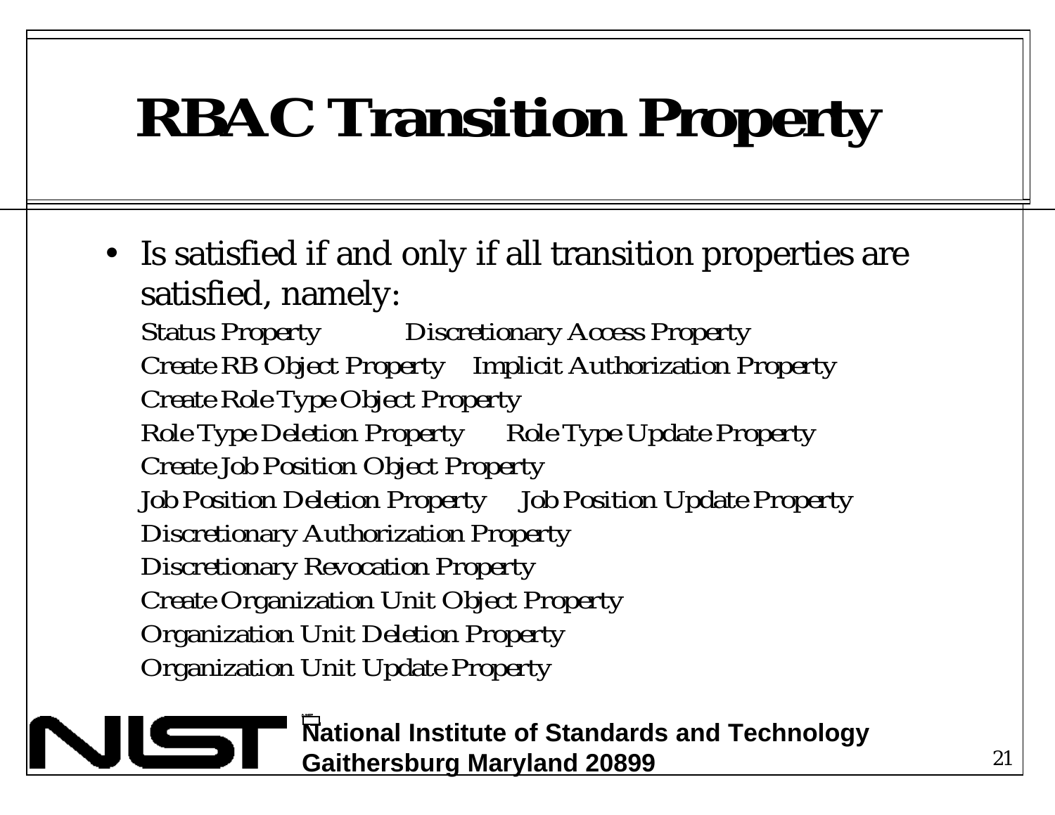# RBAC Transition Property

- Is satisfied if and only if all transition properties are satisfied, namely:

  Status Property
  Discretionary Access Property
  Create RB Object Property
  Implicit Authorization Property
  Create Role Type Object Property
  Role Type Deletion Property
  Role Type Update Property
  Create Job Position Object Property
  Job Position Deletion Property
  Job Position Update Property
  Discretionary Authorization Property
  Discretionary Revocation Property
  Create Organization Unit Object Property
  Organization Unit Deletion Property
  Organization Unit Update Property

**National Institute of Standards and Technology**
**Gaithersburg Maryland 20899**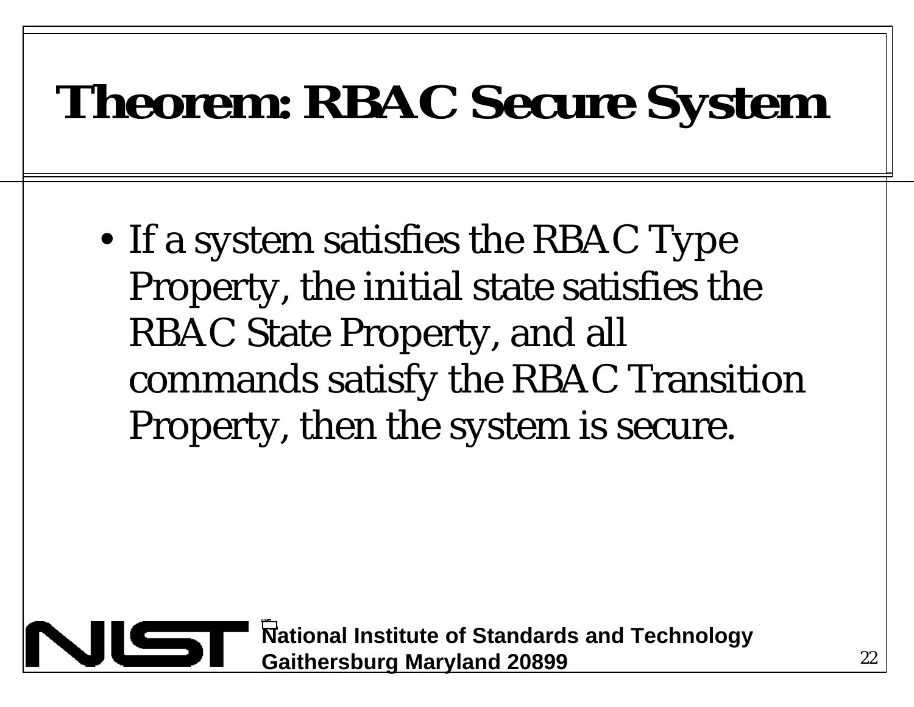# Theorem: RBAC Secure System

- If a system satisfies the RBAC Type Property, the initial state satisfies the RBAC State Property, and all commands satisfy the RBAC Transition Property, then the system is secure.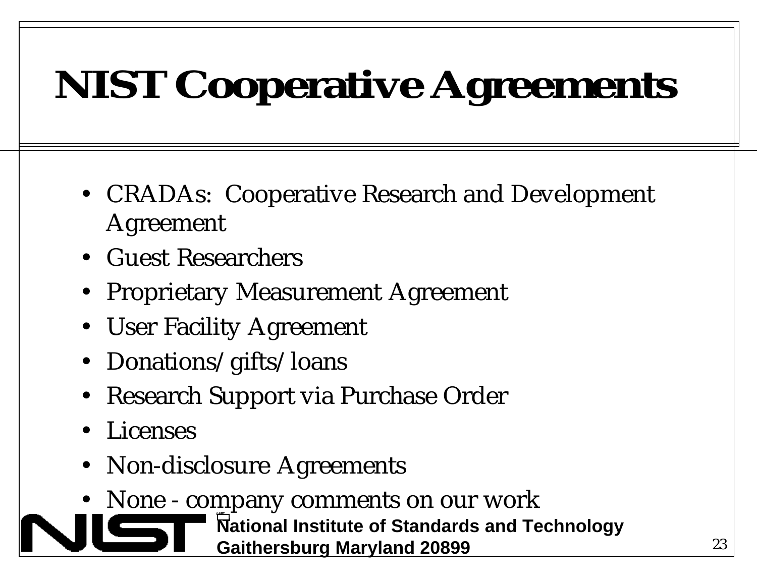# NIST Cooperative Agreements

- CRADAs: Cooperative Research and Development Agreement
- Guest Researchers
- Proprietary Measurement Agreement
- User Facility Agreement
- Donations/gifts/loans
- Research Support via Purchase Order
- Licenses
- Non-disclosure Agreements
- None - company comments on our work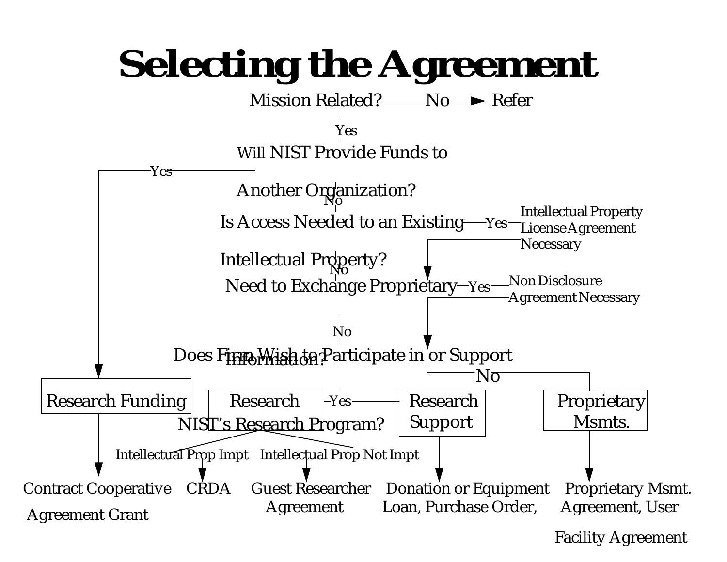# Selecting the Agreement

Mission Related? — No → Refer

Yes

Will NIST Provide Funds to Another Organization? — Yes → Research Funding → Contract Cooperative Agreement Grant

No

Is Access Needed to an Existing Intellectual Property? — Yes — Intellectual Property License Agreement Necessary

No

Need to Exchange Proprietary Information? — Yes — Non Disclosure Agreement Necessary

No

Does Firm Wish to Participate in or Support NIST's Research Program?

- Yes → Research
  - Intellectual Prop Impt → CRDA
  - Intellectual Prop Not Impt → Guest Researcher Agreement
- Yes → Research Support → Donation or Equipment Loan, Purchase Order,
- No → Proprietary Msmts. → Proprietary Msmt. Agreement, User Facility Agreement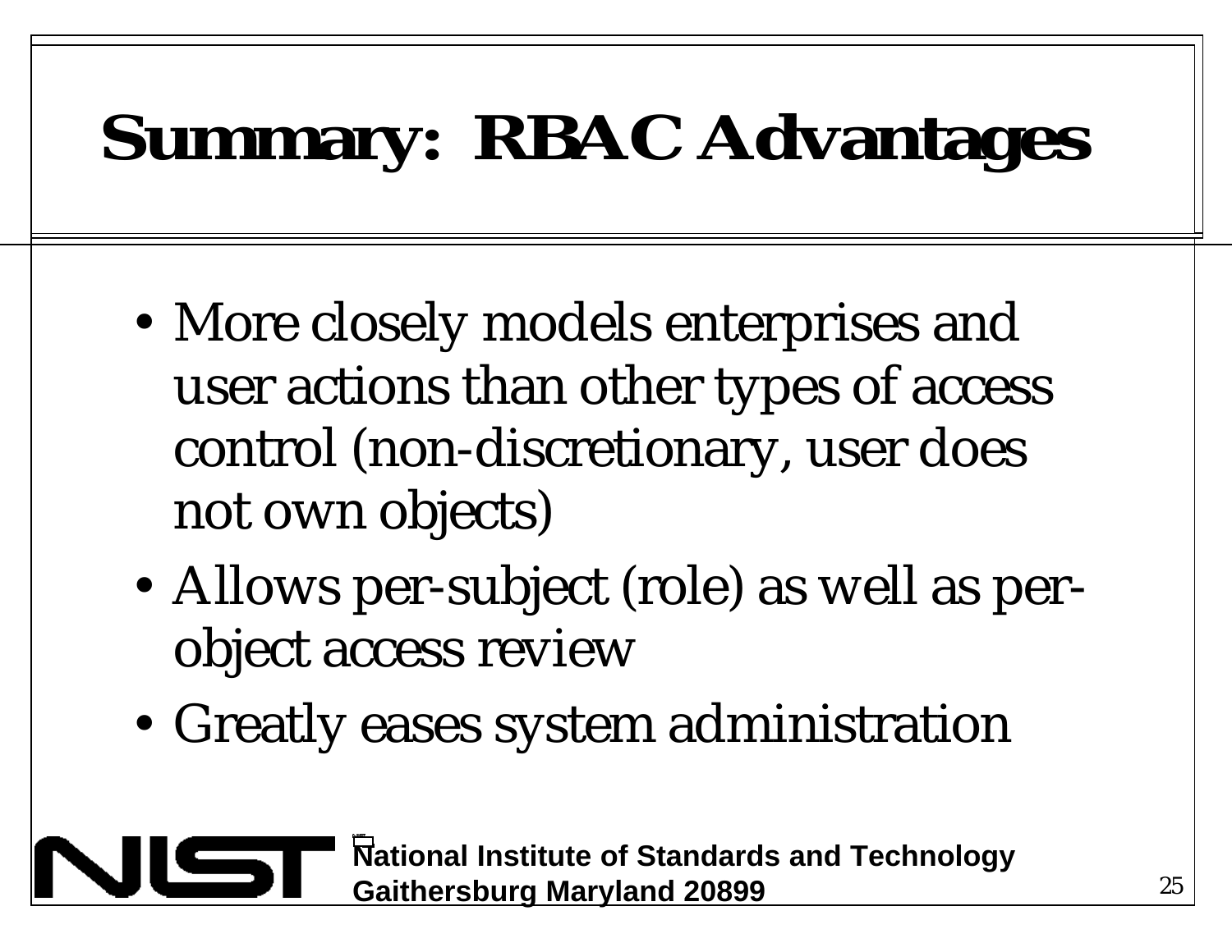# Summary: RBAC Advantages

- More closely models enterprises and user actions than other types of access control (non-discretionary, user does not own objects)
- Allows per-subject (role) as well as per-object access review
- Greatly eases system administration